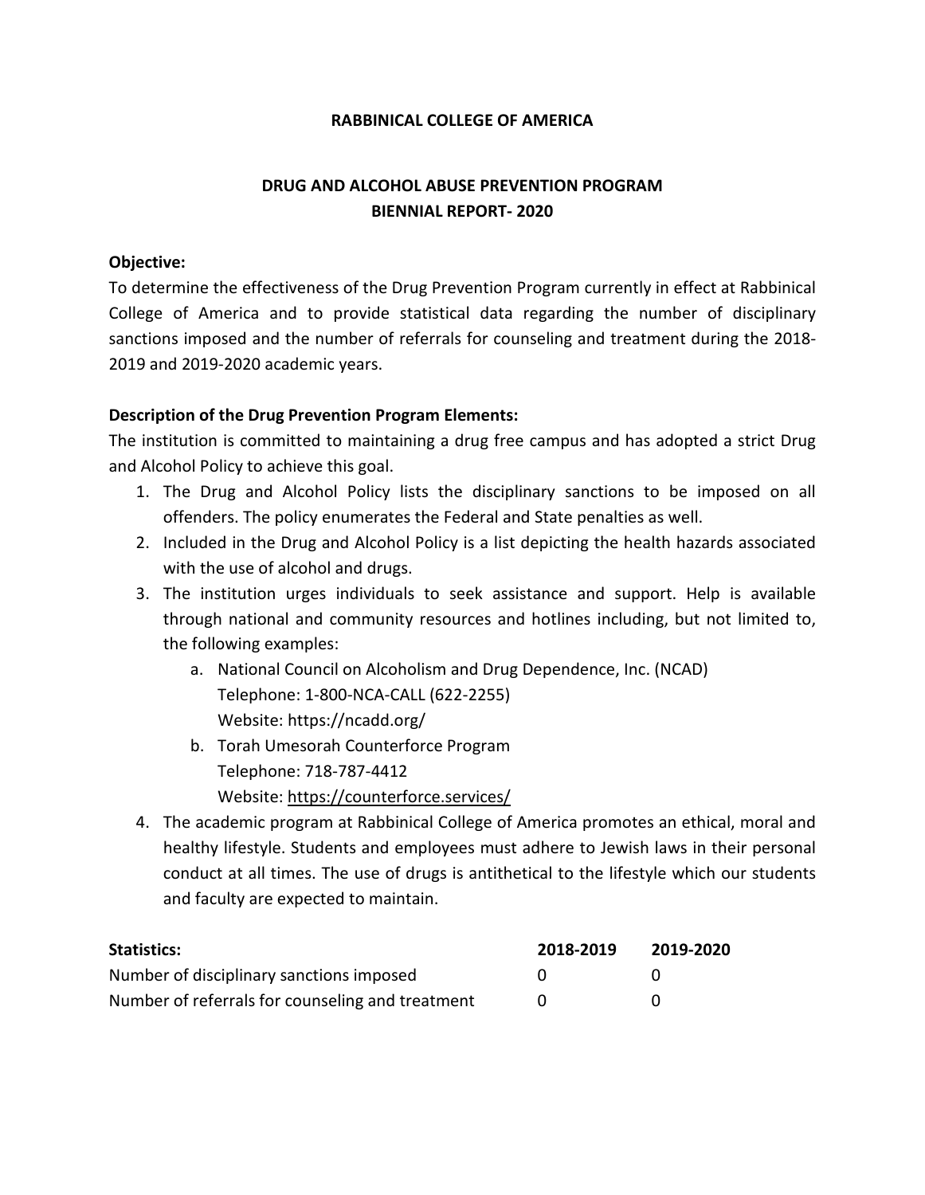# RABBINICAL COLLEGE OF AMERICA

## DRUG AND ALCOHOL ABUSE PREVENTION PROGRAM
## BIENNIAL REPORT- 2020

**Objective:**

To determine the effectiveness of the Drug Prevention Program currently in effect at Rabbinical College of America and to provide statistical data regarding the number of disciplinary sanctions imposed and the number of referrals for counseling and treatment during the 2018-2019 and 2019-2020 academic years.

**Description of the Drug Prevention Program Elements:**

The institution is committed to maintaining a drug free campus and has adopted a strict Drug and Alcohol Policy to achieve this goal.

1. The Drug and Alcohol Policy lists the disciplinary sanctions to be imposed on all offenders. The policy enumerates the Federal and State penalties as well.
2. Included in the Drug and Alcohol Policy is a list depicting the health hazards associated with the use of alcohol and drugs.
3. The institution urges individuals to seek assistance and support. Help is available through national and community resources and hotlines including, but not limited to, the following examples:
    a. National Council on Alcoholism and Drug Dependence, Inc. (NCAD)
       Telephone: 1-800-NCA-CALL (622-2255)
       Website: https://ncadd.org/
    b. Torah Umesorah Counterforce Program
       Telephone: 718-787-4412
       Website: https://counterforce.services/
4. The academic program at Rabbinical College of America promotes an ethical, moral and healthy lifestyle. Students and employees must adhere to Jewish laws in their personal conduct at all times. The use of drugs is antithetical to the lifestyle which our students and faculty are expected to maintain.

| **Statistics:** | **2018-2019** | **2019-2020** |
| --- | --- | --- |
| Number of disciplinary sanctions imposed | 0 | 0 |
| Number of referrals for counseling and treatment | 0 | 0 |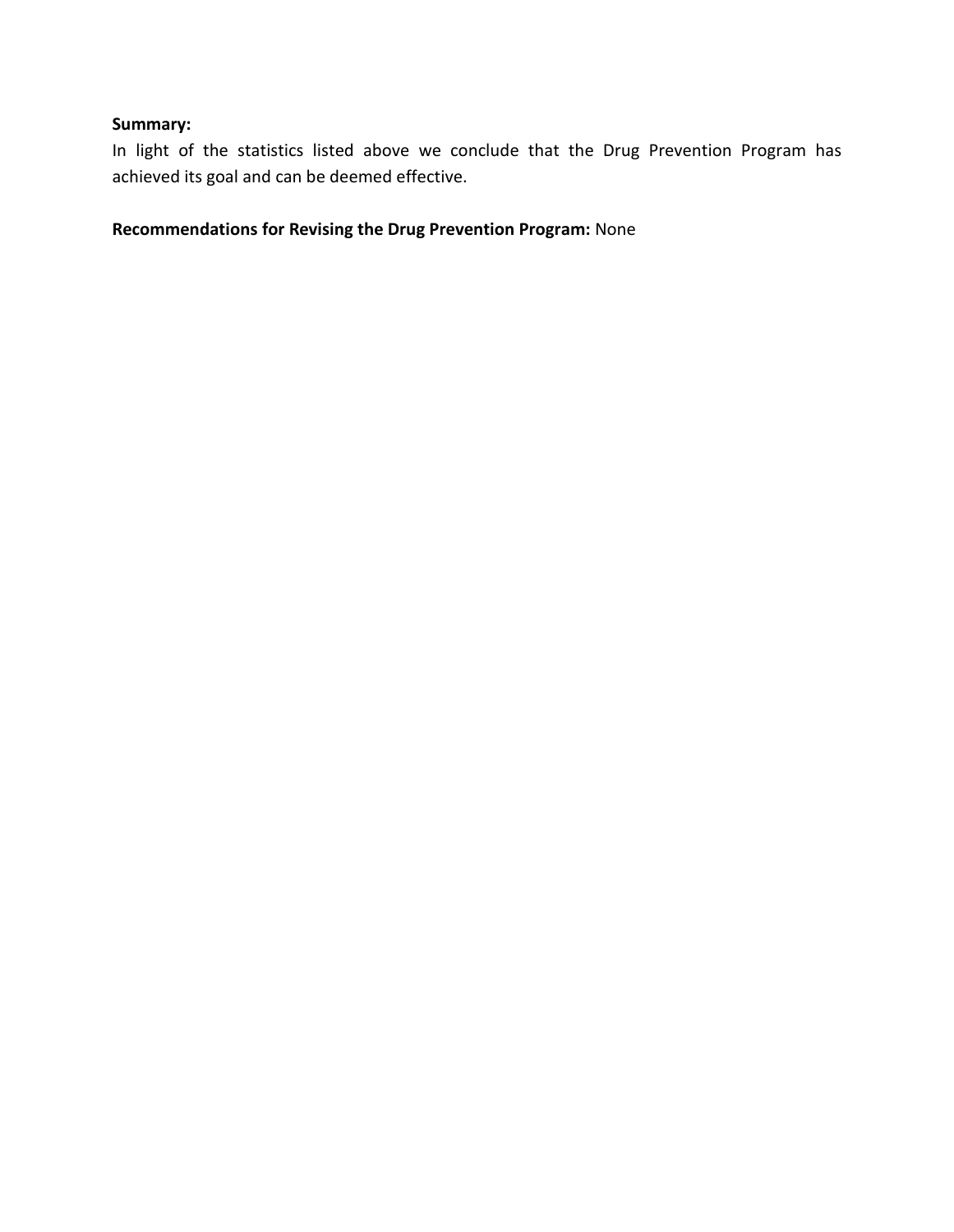**Summary:**

In light of the statistics listed above we conclude that the Drug Prevention Program has achieved its goal and can be deemed effective.

**Recommendations for Revising the Drug Prevention Program:** None